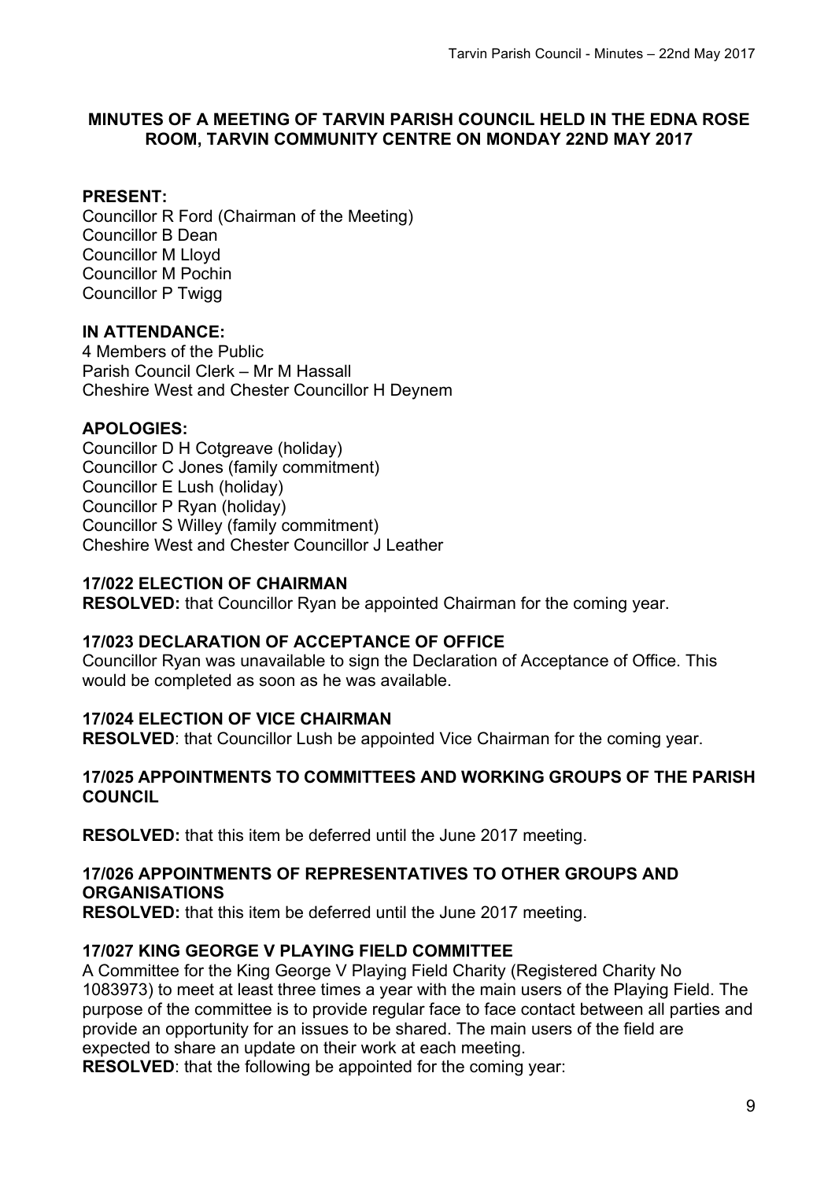# MINUTES OF A MEETING OF TARVIN PARISH COUNCIL HELD IN THE EDNA ROSE ROOM, TARVIN COMMUNITY CENTRE ON MONDAY 22ND MAY 2017

**PRESENT:**
Councillor R Ford (Chairman of the Meeting)
Councillor B Dean
Councillor M Lloyd
Councillor M Pochin
Councillor P Twigg

**IN ATTENDANCE:**
4 Members of the Public
Parish Council Clerk – Mr M Hassall
Cheshire West and Chester Councillor H Deynem

**APOLOGIES:**
Councillor D H Cotgreave (holiday)
Councillor C Jones (family commitment)
Councillor E Lush (holiday)
Councillor P Ryan (holiday)
Councillor S Willey (family commitment)
Cheshire West and Chester Councillor J Leather

**17/022 ELECTION OF CHAIRMAN**
**RESOLVED:** that Councillor Ryan be appointed Chairman for the coming year.

**17/023 DECLARATION OF ACCEPTANCE OF OFFICE**
Councillor Ryan was unavailable to sign the Declaration of Acceptance of Office. This would be completed as soon as he was available.

**17/024 ELECTION OF VICE CHAIRMAN**
**RESOLVED**: that Councillor Lush be appointed Vice Chairman for the coming year.

**17/025 APPOINTMENTS TO COMMITTEES AND WORKING GROUPS OF THE PARISH COUNCIL**

**RESOLVED:** that this item be deferred until the June 2017 meeting.

**17/026 APPOINTMENTS OF REPRESENTATIVES TO OTHER GROUPS AND ORGANISATIONS**
**RESOLVED:** that this item be deferred until the June 2017 meeting.

**17/027 KING GEORGE V PLAYING FIELD COMMITTEE**
A Committee for the King George V Playing Field Charity (Registered Charity No 1083973) to meet at least three times a year with the main users of the Playing Field. The purpose of the committee is to provide regular face to face contact between all parties and provide an opportunity for an issues to be shared. The main users of the field are expected to share an update on their work at each meeting.
**RESOLVED**: that the following be appointed for the coming year: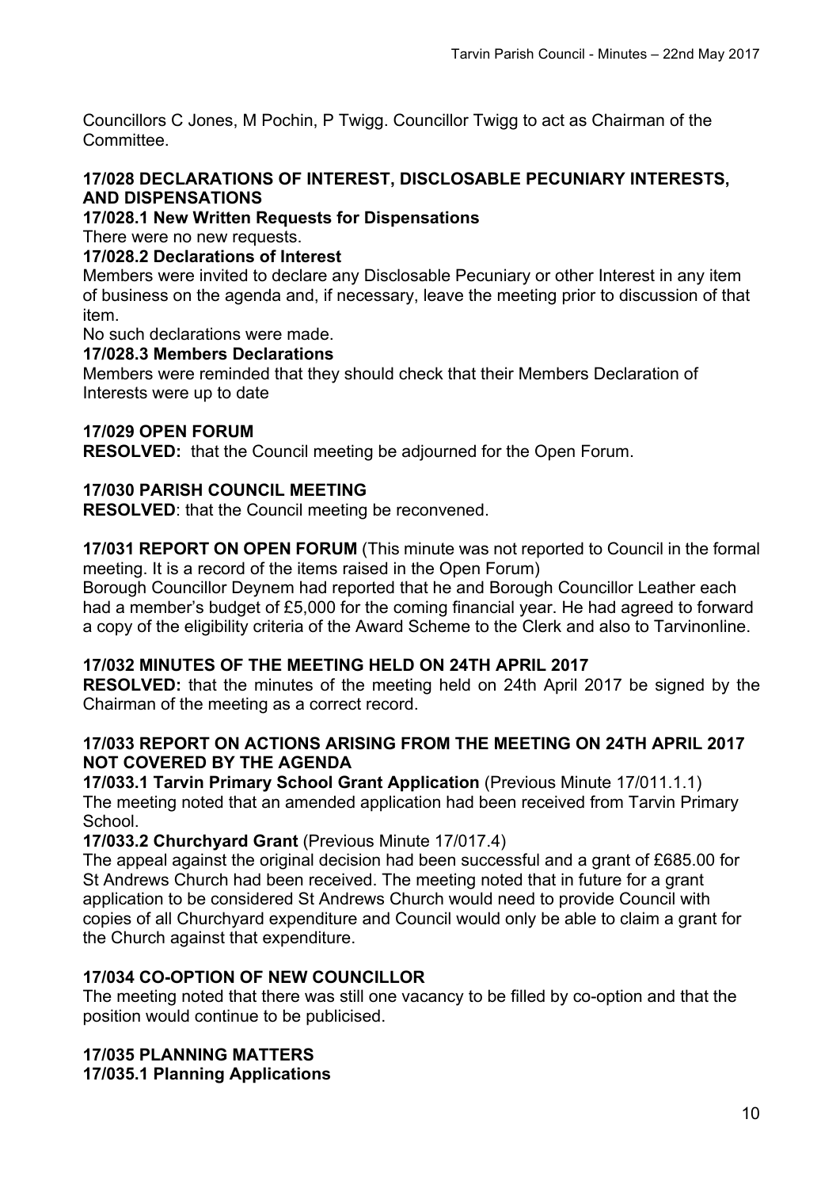Councillors C Jones, M Pochin, P Twigg. Councillor Twigg to act as Chairman of the Committee.

**17/028 DECLARATIONS OF INTEREST, DISCLOSABLE PECUNIARY INTERESTS, AND DISPENSATIONS**

**17/028.1 New Written Requests for Dispensations**

There were no new requests.

**17/028.2 Declarations of Interest**

Members were invited to declare any Disclosable Pecuniary or other Interest in any item of business on the agenda and, if necessary, leave the meeting prior to discussion of that item.

No such declarations were made.

**17/028.3 Members Declarations**

Members were reminded that they should check that their Members Declaration of Interests were up to date

**17/029 OPEN FORUM**

**RESOLVED:** that the Council meeting be adjourned for the Open Forum.

**17/030 PARISH COUNCIL MEETING**

**RESOLVED**: that the Council meeting be reconvened.

**17/031 REPORT ON OPEN FORUM** (This minute was not reported to Council in the formal meeting. It is a record of the items raised in the Open Forum)

Borough Councillor Deynem had reported that he and Borough Councillor Leather each had a member's budget of £5,000 for the coming financial year. He had agreed to forward a copy of the eligibility criteria of the Award Scheme to the Clerk and also to Tarvinonline.

**17/032 MINUTES OF THE MEETING HELD ON 24TH APRIL 2017**

**RESOLVED:** that the minutes of the meeting held on 24th April 2017 be signed by the Chairman of the meeting as a correct record.

**17/033 REPORT ON ACTIONS ARISING FROM THE MEETING ON 24TH APRIL 2017 NOT COVERED BY THE AGENDA**

**17/033.1 Tarvin Primary School Grant Application** (Previous Minute 17/011.1.1)

The meeting noted that an amended application had been received from Tarvin Primary School.

**17/033.2 Churchyard Grant** (Previous Minute 17/017.4)

The appeal against the original decision had been successful and a grant of £685.00 for St Andrews Church had been received. The meeting noted that in future for a grant application to be considered St Andrews Church would need to provide Council with copies of all Churchyard expenditure and Council would only be able to claim a grant for the Church against that expenditure.

**17/034 CO-OPTION OF NEW COUNCILLOR**

The meeting noted that there was still one vacancy to be filled by co-option and that the position would continue to be publicised.

**17/035 PLANNING MATTERS**

**17/035.1 Planning Applications**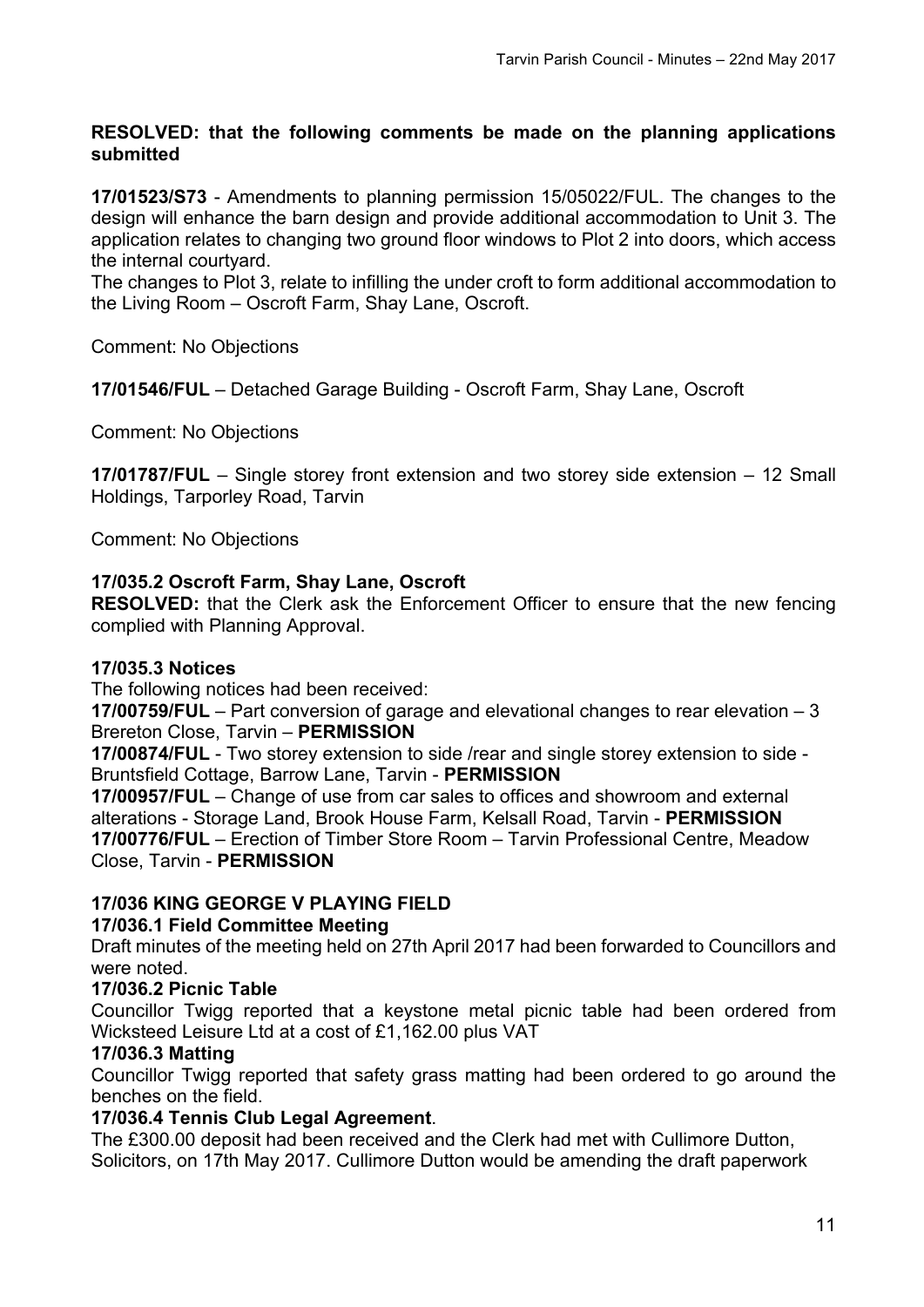**RESOLVED: that the following comments be made on the planning applications submitted**

**17/01523/S73** - Amendments to planning permission 15/05022/FUL. The changes to the design will enhance the barn design and provide additional accommodation to Unit 3. The application relates to changing two ground floor windows to Plot 2 into doors, which access the internal courtyard.
The changes to Plot 3, relate to infilling the under croft to form additional accommodation to the Living Room – Oscroft Farm, Shay Lane, Oscroft.

Comment: No Objections

**17/01546/FUL** – Detached Garage Building - Oscroft Farm, Shay Lane, Oscroft

Comment: No Objections

**17/01787/FUL** – Single storey front extension and two storey side extension – 12 Small Holdings, Tarporley Road, Tarvin

Comment: No Objections

**17/035.2 Oscroft Farm, Shay Lane, Oscroft**
**RESOLVED:** that the Clerk ask the Enforcement Officer to ensure that the new fencing complied with Planning Approval.

**17/035.3 Notices**
The following notices had been received:
**17/00759/FUL** – Part conversion of garage and elevational changes to rear elevation – 3 Brereton Close, Tarvin – **PERMISSION**
**17/00874/FUL** - Two storey extension to side /rear and single storey extension to side - Bruntsfield Cottage, Barrow Lane, Tarvin - **PERMISSION**
**17/00957/FUL** – Change of use from car sales to offices and showroom and external alterations - Storage Land, Brook House Farm, Kelsall Road, Tarvin - **PERMISSION**
**17/00776/FUL** – Erection of Timber Store Room – Tarvin Professional Centre, Meadow Close, Tarvin - **PERMISSION**

**17/036 KING GEORGE V PLAYING FIELD**
**17/036.1 Field Committee Meeting**
Draft minutes of the meeting held on 27th April 2017 had been forwarded to Councillors and were noted.
**17/036.2 Picnic Table**
Councillor Twigg reported that a keystone metal picnic table had been ordered from Wicksteed Leisure Ltd at a cost of £1,162.00 plus VAT
**17/036.3 Matting**
Councillor Twigg reported that safety grass matting had been ordered to go around the benches on the field.
**17/036.4 Tennis Club Legal Agreement**.
The £300.00 deposit had been received and the Clerk had met with Cullimore Dutton, Solicitors, on 17th May 2017. Cullimore Dutton would be amending the draft paperwork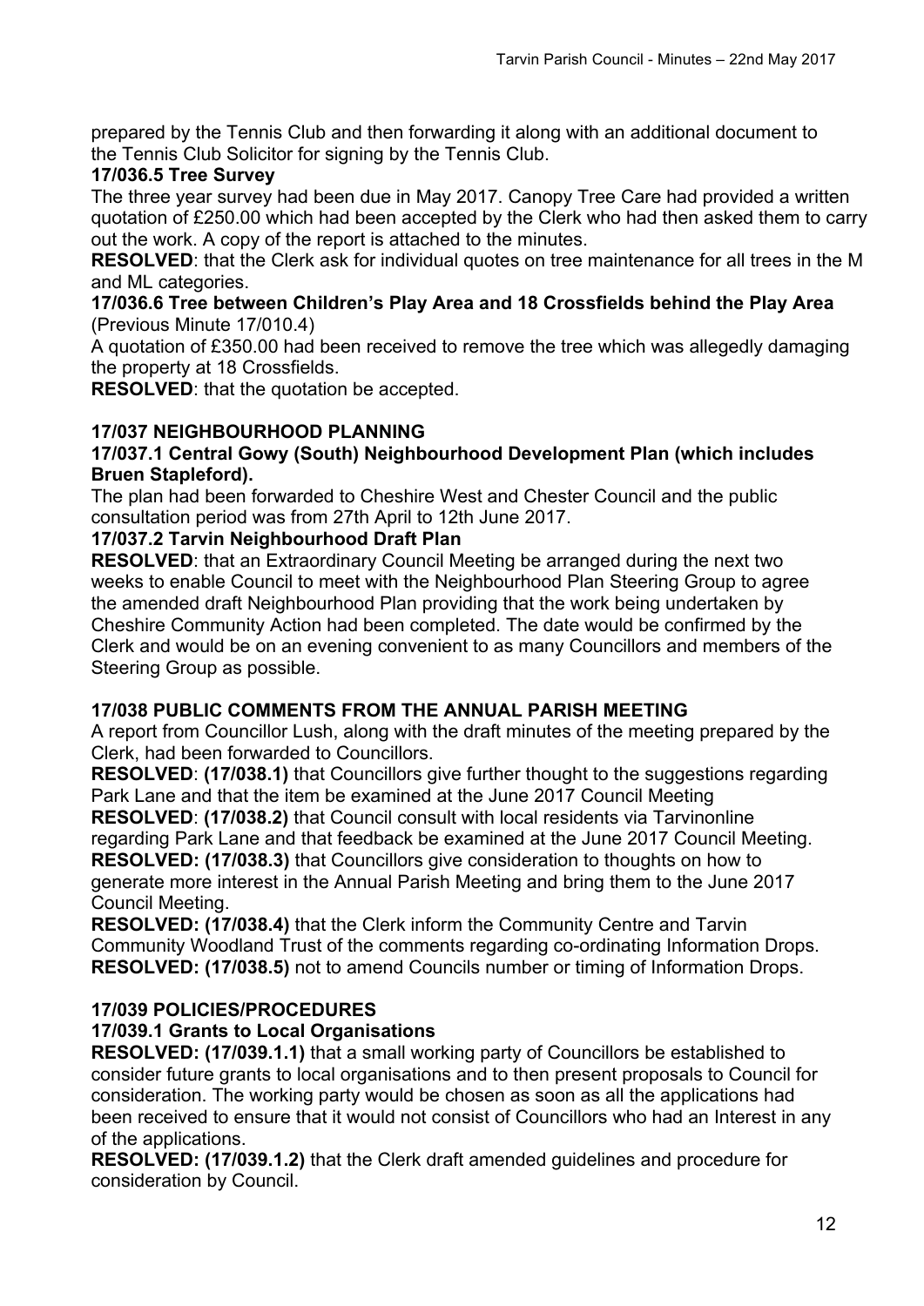prepared by the Tennis Club and then forwarding it along with an additional document to the Tennis Club Solicitor for signing by the Tennis Club.

**17/036.5 Tree Survey**

The three year survey had been due in May 2017. Canopy Tree Care had provided a written quotation of £250.00 which had been accepted by the Clerk who had then asked them to carry out the work. A copy of the report is attached to the minutes.

**RESOLVED**: that the Clerk ask for individual quotes on tree maintenance for all trees in the M and ML categories.

**17/036.6 Tree between Children's Play Area and 18 Crossfields behind the Play Area** (Previous Minute 17/010.4)

A quotation of £350.00 had been received to remove the tree which was allegedly damaging the property at 18 Crossfields.

**RESOLVED**: that the quotation be accepted.

**17/037 NEIGHBOURHOOD PLANNING**

**17/037.1 Central Gowy (South) Neighbourhood Development Plan (which includes Bruen Stapleford).**

The plan had been forwarded to Cheshire West and Chester Council and the public consultation period was from 27th April to 12th June 2017.

**17/037.2 Tarvin Neighbourhood Draft Plan**

**RESOLVED**: that an Extraordinary Council Meeting be arranged during the next two weeks to enable Council to meet with the Neighbourhood Plan Steering Group to agree the amended draft Neighbourhood Plan providing that the work being undertaken by Cheshire Community Action had been completed. The date would be confirmed by the Clerk and would be on an evening convenient to as many Councillors and members of the Steering Group as possible.

**17/038 PUBLIC COMMENTS FROM THE ANNUAL PARISH MEETING**

A report from Councillor Lush, along with the draft minutes of the meeting prepared by the Clerk, had been forwarded to Councillors.

**RESOLVED**: **(17/038.1)** that Councillors give further thought to the suggestions regarding Park Lane and that the item be examined at the June 2017 Council Meeting

**RESOLVED**: **(17/038.2)** that Council consult with local residents via Tarvinonline regarding Park Lane and that feedback be examined at the June 2017 Council Meeting.

**RESOLVED: (17/038.3)** that Councillors give consideration to thoughts on how to generate more interest in the Annual Parish Meeting and bring them to the June 2017 Council Meeting.

**RESOLVED: (17/038.4)** that the Clerk inform the Community Centre and Tarvin Community Woodland Trust of the comments regarding co-ordinating Information Drops.

**RESOLVED: (17/038.5)** not to amend Councils number or timing of Information Drops.

**17/039 POLICIES/PROCEDURES**

**17/039.1 Grants to Local Organisations**

**RESOLVED: (17/039.1.1)** that a small working party of Councillors be established to consider future grants to local organisations and to then present proposals to Council for consideration. The working party would be chosen as soon as all the applications had been received to ensure that it would not consist of Councillors who had an Interest in any of the applications.

**RESOLVED: (17/039.1.2)** that the Clerk draft amended guidelines and procedure for consideration by Council.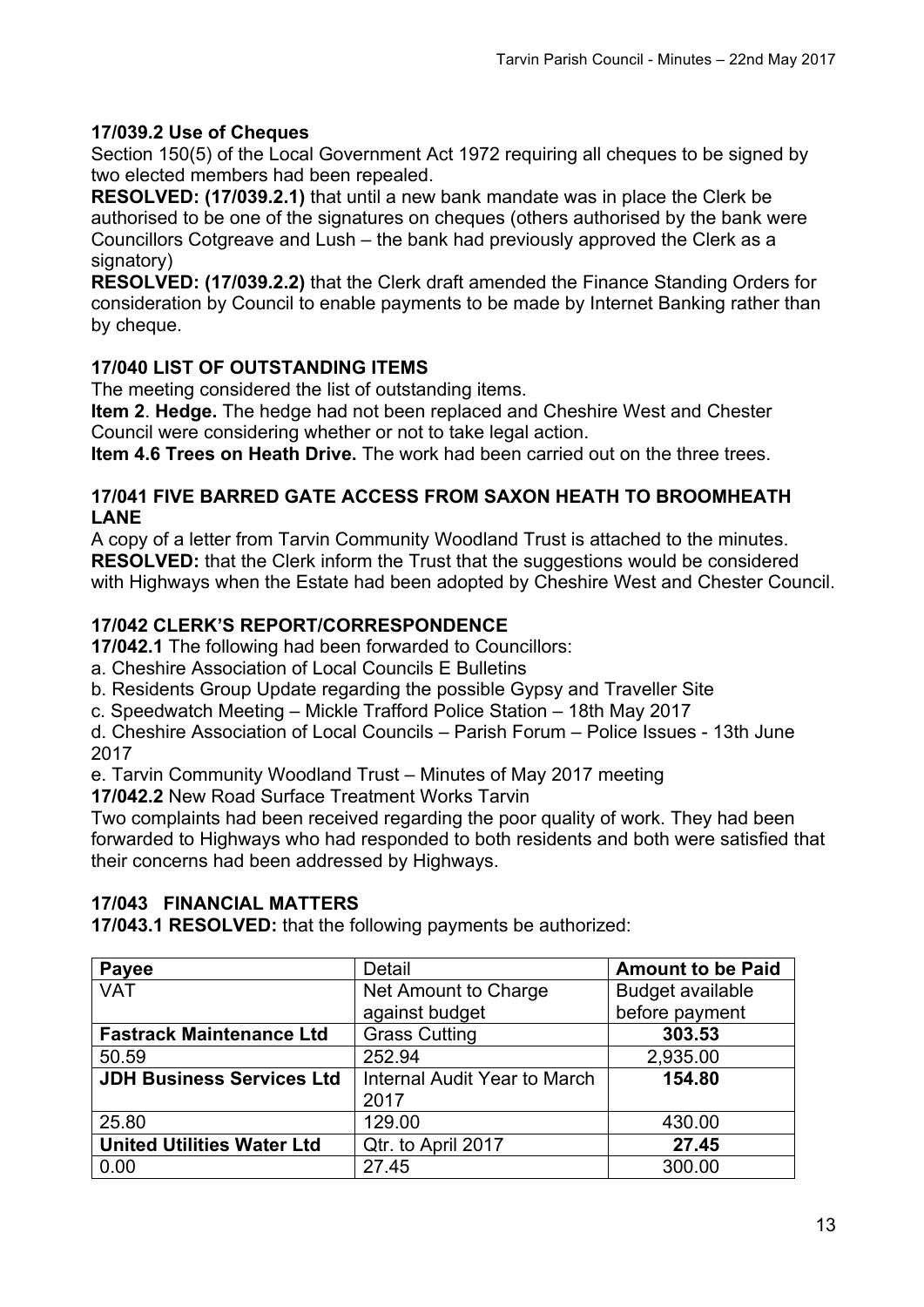### 17/039.2 Use of Cheques

Section 150(5) of the Local Government Act 1972 requiring all cheques to be signed by two elected members had been repealed.

**RESOLVED: (17/039.2.1)** that until a new bank mandate was in place the Clerk be authorised to be one of the signatures on cheques (others authorised by the bank were Councillors Cotgreave and Lush – the bank had previously approved the Clerk as a signatory)

**RESOLVED: (17/039.2.2)** that the Clerk draft amended the Finance Standing Orders for consideration by Council to enable payments to be made by Internet Banking rather than by cheque.

### 17/040 LIST OF OUTSTANDING ITEMS

The meeting considered the list of outstanding items.

**Item 2**. **Hedge.** The hedge had not been replaced and Cheshire West and Chester Council were considering whether or not to take legal action.

**Item 4.6 Trees on Heath Drive.** The work had been carried out on the three trees.

### 17/041 FIVE BARRED GATE ACCESS FROM SAXON HEATH TO BROOMHEATH LANE

A copy of a letter from Tarvin Community Woodland Trust is attached to the minutes.

**RESOLVED:** that the Clerk inform the Trust that the suggestions would be considered with Highways when the Estate had been adopted by Cheshire West and Chester Council.

### 17/042 CLERK'S REPORT/CORRESPONDENCE

**17/042.1** The following had been forwarded to Councillors:

a. Cheshire Association of Local Councils E Bulletins
b. Residents Group Update regarding the possible Gypsy and Traveller Site
c. Speedwatch Meeting – Mickle Trafford Police Station – 18th May 2017
d. Cheshire Association of Local Councils – Parish Forum – Police Issues - 13th June 2017
e. Tarvin Community Woodland Trust – Minutes of May 2017 meeting

**17/042.2** New Road Surface Treatment Works Tarvin

Two complaints had been received regarding the poor quality of work. They had been forwarded to Highways who had responded to both residents and both were satisfied that their concerns had been addressed by Highways.

### 17/043 FINANCIAL MATTERS

**17/043.1 RESOLVED:** that the following payments be authorized:

| **Payee** | Detail | **Amount to be Paid** |
|---|---|---|
| VAT | Net Amount to Charge against budget | Budget available before payment |
| **Fastrack Maintenance Ltd** | Grass Cutting | **303.53** |
| 50.59 | 252.94 | 2,935.00 |
| **JDH Business Services Ltd** | Internal Audit Year to March 2017 | **154.80** |
| 25.80 | 129.00 | 430.00 |
| **United Utilities Water Ltd** | Qtr. to April 2017 | **27.45** |
| 0.00 | 27.45 | 300.00 |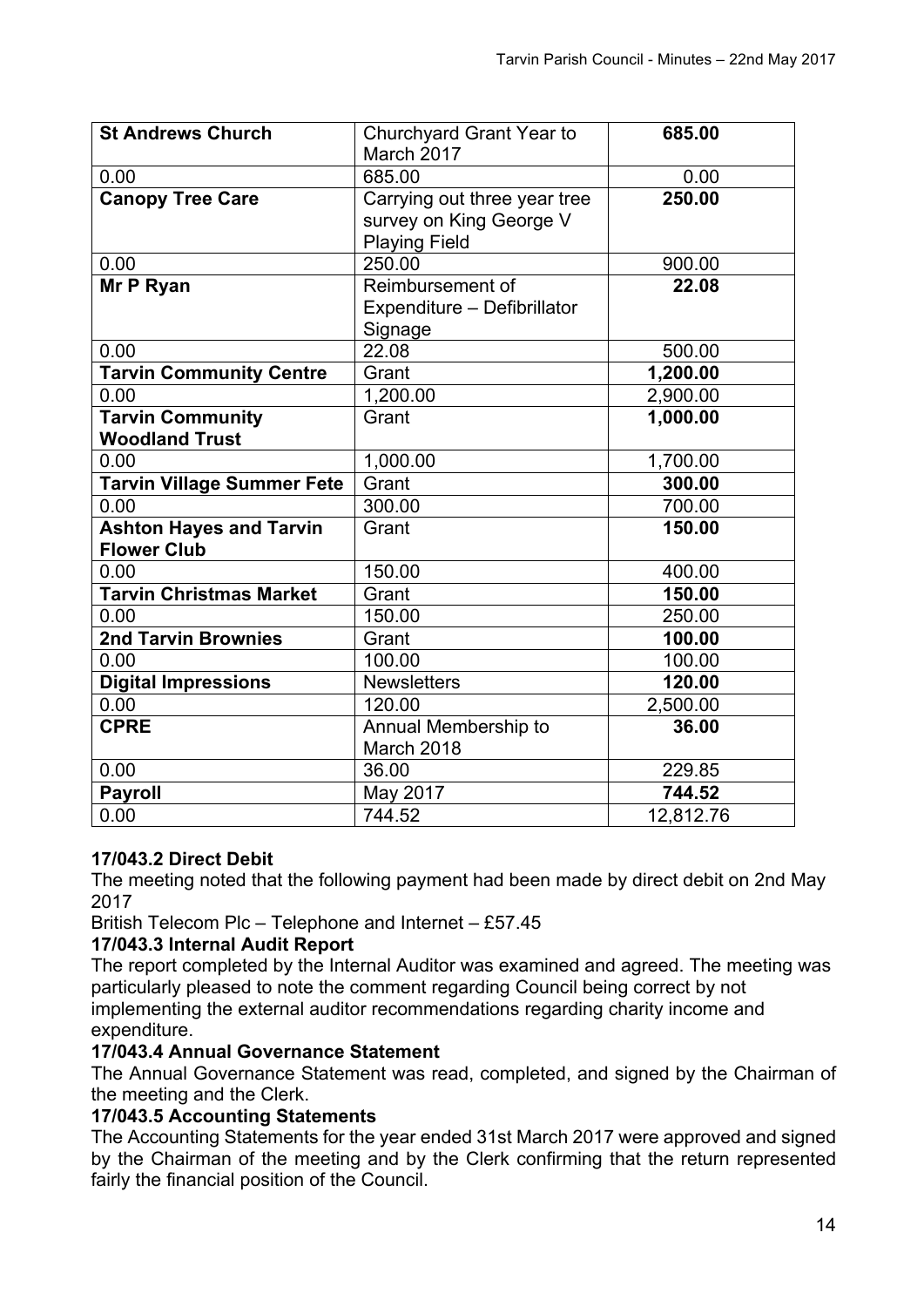| **St Andrews Church** | Churchyard Grant Year to March 2017 | **685.00** |
|---|---|---|
| 0.00 | 685.00 | 0.00 |
| **Canopy Tree Care** | Carrying out three year tree survey on King George V Playing Field | **250.00** |
| 0.00 | 250.00 | 900.00 |
| **Mr P Ryan** | Reimbursement of Expenditure – Defibrillator Signage | **22.08** |
| 0.00 | 22.08 | 500.00 |
| **Tarvin Community Centre** | Grant | **1,200.00** |
| 0.00 | 1,200.00 | 2,900.00 |
| **Tarvin Community Woodland Trust** | Grant | **1,000.00** |
| 0.00 | 1,000.00 | 1,700.00 |
| **Tarvin Village Summer Fete** | Grant | **300.00** |
| 0.00 | 300.00 | 700.00 |
| **Ashton Hayes and Tarvin Flower Club** | Grant | **150.00** |
| 0.00 | 150.00 | 400.00 |
| **Tarvin Christmas Market** | Grant | **150.00** |
| 0.00 | 150.00 | 250.00 |
| **2nd Tarvin Brownies** | Grant | **100.00** |
| 0.00 | 100.00 | 100.00 |
| **Digital Impressions** | Newsletters | **120.00** |
| 0.00 | 120.00 | 2,500.00 |
| **CPRE** | Annual Membership to March 2018 | **36.00** |
| 0.00 | 36.00 | 229.85 |
| **Payroll** | May 2017 | **744.52** |
| 0.00 | 744.52 | 12,812.76 |

**17/043.2 Direct Debit**

The meeting noted that the following payment had been made by direct debit on 2nd May 2017

British Telecom Plc – Telephone and Internet – £57.45

**17/043.3 Internal Audit Report**

The report completed by the Internal Auditor was examined and agreed. The meeting was particularly pleased to note the comment regarding Council being correct by not implementing the external auditor recommendations regarding charity income and expenditure.

**17/043.4 Annual Governance Statement**

The Annual Governance Statement was read, completed, and signed by the Chairman of the meeting and the Clerk.

**17/043.5 Accounting Statements**

The Accounting Statements for the year ended 31st March 2017 were approved and signed by the Chairman of the meeting and by the Clerk confirming that the return represented fairly the financial position of the Council.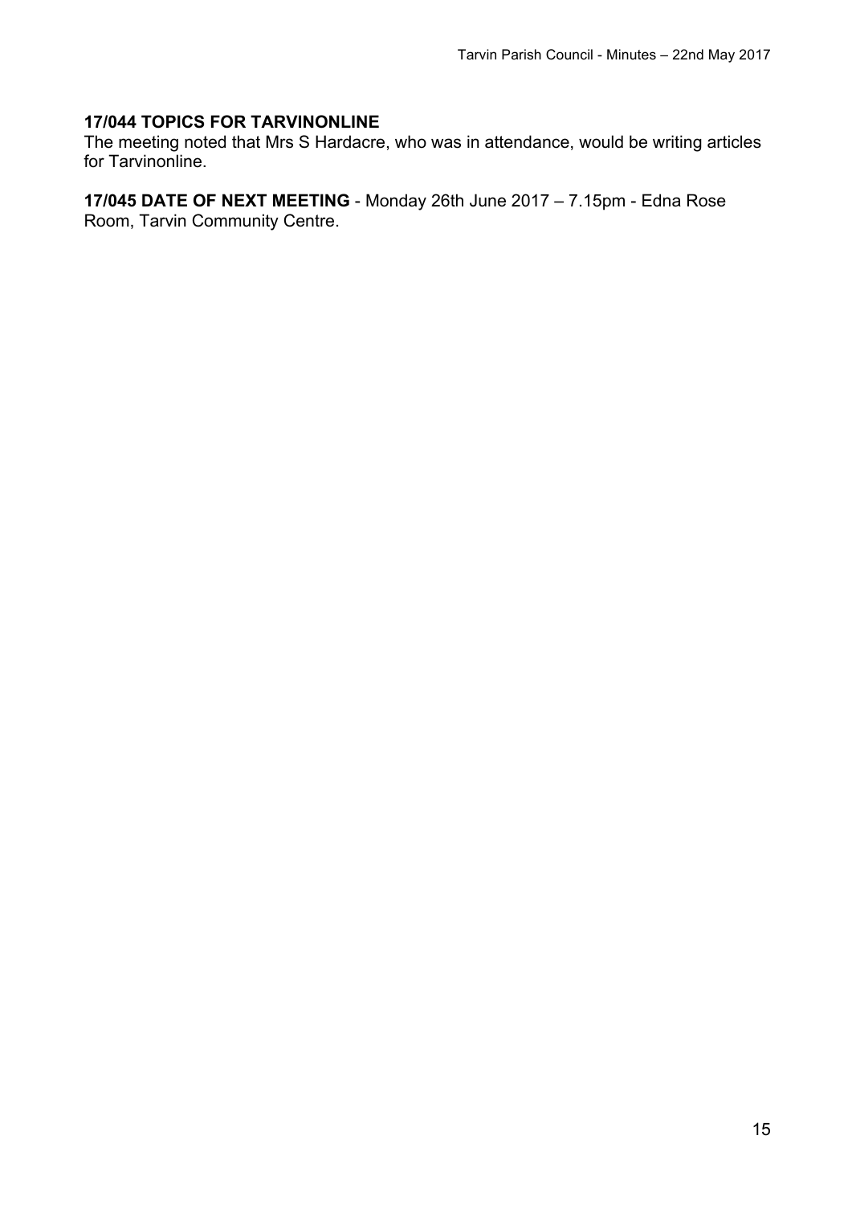**17/044 TOPICS FOR TARVINONLINE**
The meeting noted that Mrs S Hardacre, who was in attendance, would be writing articles for Tarvinonline.

**17/045 DATE OF NEXT MEETING** - Monday 26th June 2017 – 7.15pm - Edna Rose Room, Tarvin Community Centre.